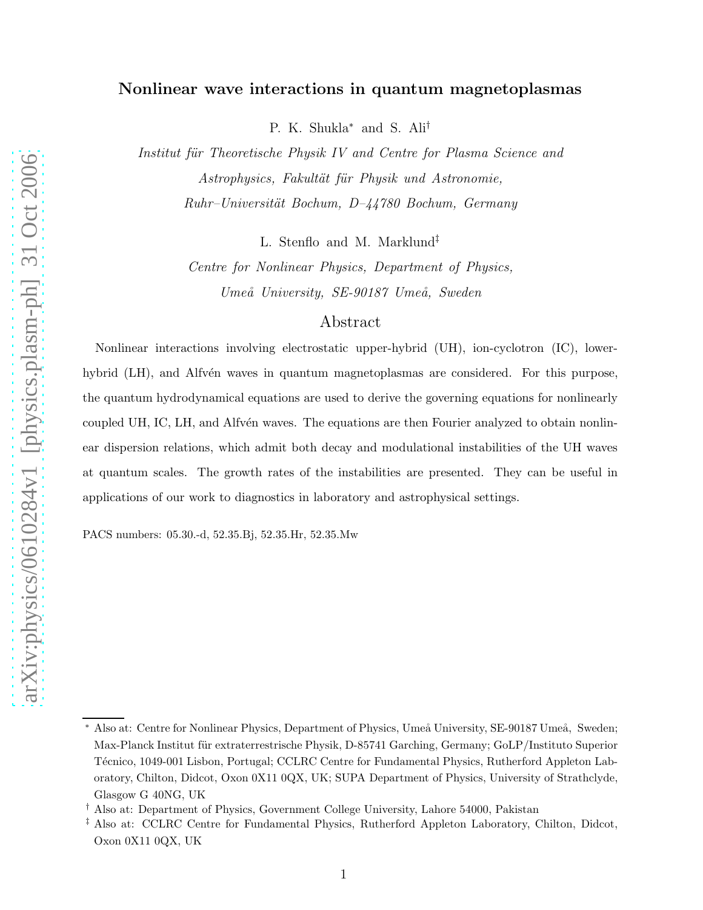# Nonlinear wave interactions in quantum magnetoplasmas

P. K. Shukla[*] and S. Ali[†]

*Institut für Theoretische Physik IV and Centre for Plasma Science and Astrophysics, Fakultät für Physik und Astronomie, Ruhr–Universität Bochum, D–44780 Bochum, Germany*

L. Stenflo and M. Marklund[‡]

*Centre for Nonlinear Physics, Department of Physics, Umeå University, SE-90187 Umeå, Sweden*

## Abstract

Nonlinear interactions involving electrostatic upper-hybrid (UH), ion-cyclotron (IC), lower-hybrid (LH), and Alfvén waves in quantum magnetoplasmas are considered. For this purpose, the quantum hydrodynamical equations are used to derive the governing equations for nonlinearly coupled UH, IC, LH, and Alfvén waves. The equations are then Fourier analyzed to obtain nonlinear dispersion relations, which admit both decay and modulational instabilities of the UH waves at quantum scales. The growth rates of the instabilities are presented. They can be useful in applications of our work to diagnostics in laboratory and astrophysical settings.

PACS numbers: 05.30.-d, 52.35.Bj, 52.35.Hr, 52.35.Mw

---

[*] Also at: Centre for Nonlinear Physics, Department of Physics, Umeå University, SE-90187 Umeå, Sweden; Max-Planck Institut für extraterrestrische Physik, D-85741 Garching, Germany; GoLP/Instituto Superior Técnico, 1049-001 Lisbon, Portugal; CCLRC Centre for Fundamental Physics, Rutherford Appleton Laboratory, Chilton, Didcot, Oxon 0X11 0QX, UK; SUPA Department of Physics, University of Strathclyde, Glasgow G 40NG, UK

[†] Also at: Department of Physics, Government College University, Lahore 54000, Pakistan

[‡] Also at: CCLRC Centre for Fundamental Physics, Rutherford Appleton Laboratory, Chilton, Didcot, Oxon 0X11 0QX, UK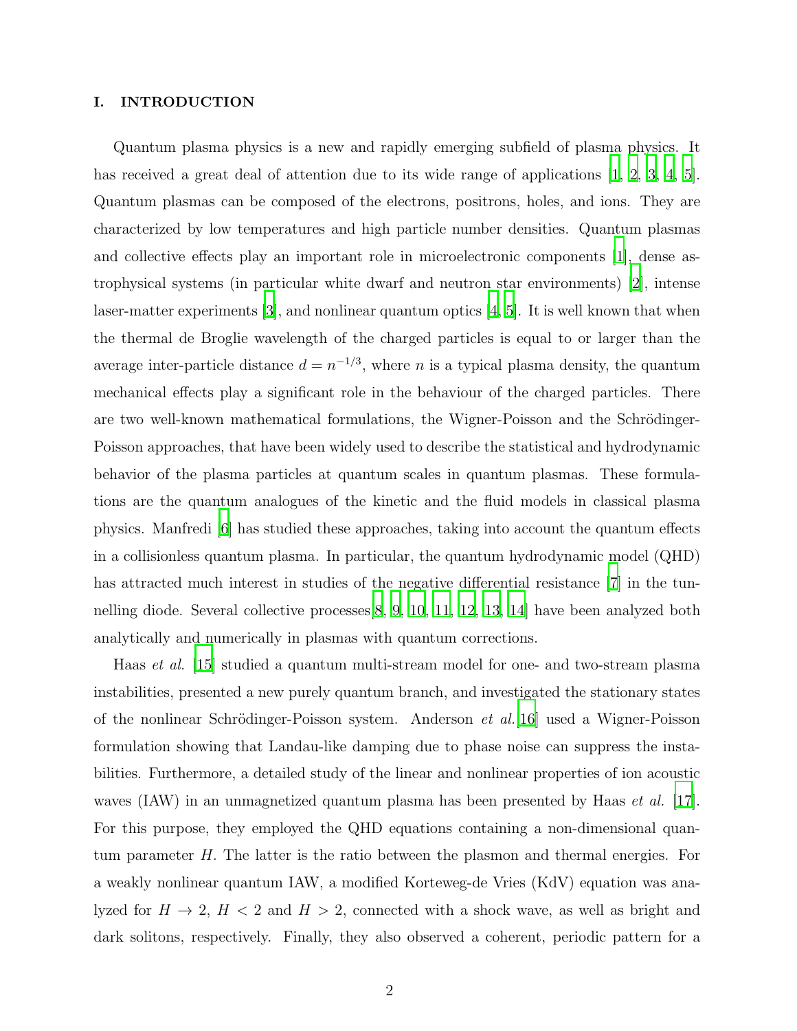## I. INTRODUCTION

Quantum plasma physics is a new and rapidly emerging subfield of plasma physics. It has received a great deal of attention due to its wide range of applications [1, 2, 3, 4, 5]. Quantum plasmas can be composed of the electrons, positrons, holes, and ions. They are characterized by low temperatures and high particle number densities. Quantum plasmas and collective effects play an important role in microelectronic components [1], dense astrophysical systems (in particular white dwarf and neutron star environments) [2], intense laser-matter experiments [3], and nonlinear quantum optics [4, 5]. It is well known that when the thermal de Broglie wavelength of the charged particles is equal to or larger than the average inter-particle distance $d = n^{-1/3}$, where $n$ is a typical plasma density, the quantum mechanical effects play a significant role in the behaviour of the charged particles. There are two well-known mathematical formulations, the Wigner-Poisson and the Schrödinger-Poisson approaches, that have been widely used to describe the statistical and hydrodynamic behavior of the plasma particles at quantum scales in quantum plasmas. These formulations are the quantum analogues of the kinetic and the fluid models in classical plasma physics. Manfredi [6] has studied these approaches, taking into account the quantum effects in a collisionless quantum plasma. In particular, the quantum hydrodynamic model (QHD) has attracted much interest in studies of the negative differential resistance [7] in the tunnelling diode. Several collective processes[8, 9, 10, 11, 12, 13, 14] have been analyzed both analytically and numerically in plasmas with quantum corrections.

Haas *et al.* [15] studied a quantum multi-stream model for one- and two-stream plasma instabilities, presented a new purely quantum branch, and investigated the stationary states of the nonlinear Schrödinger-Poisson system. Anderson *et al.*[16] used a Wigner-Poisson formulation showing that Landau-like damping due to phase noise can suppress the instabilities. Furthermore, a detailed study of the linear and nonlinear properties of ion acoustic waves (IAW) in an unmagnetized quantum plasma has been presented by Haas *et al.* [17]. For this purpose, they employed the QHD equations containing a non-dimensional quantum parameter $H$. The latter is the ratio between the plasmon and thermal energies. For a weakly nonlinear quantum IAW, a modified Korteweg-de Vries (KdV) equation was analyzed for $H \to 2$, $H < 2$ and $H > 2$, connected with a shock wave, as well as bright and dark solitons, respectively. Finally, they also observed a coherent, periodic pattern for a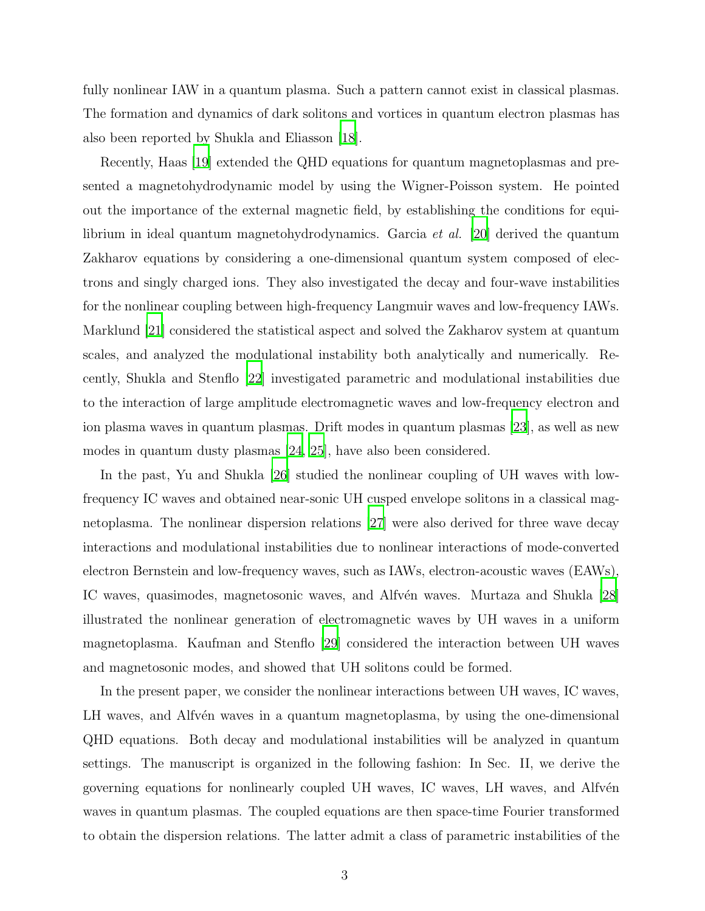fully nonlinear IAW in a quantum plasma. Such a pattern cannot exist in classical plasmas. The formation and dynamics of dark solitons and vortices in quantum electron plasmas has also been reported by Shukla and Eliasson [18].

Recently, Haas [19] extended the QHD equations for quantum magnetoplasmas and presented a magnetohydrodynamic model by using the Wigner-Poisson system. He pointed out the importance of the external magnetic field, by establishing the conditions for equilibrium in ideal quantum magnetohydrodynamics. Garcia *et al.* [20] derived the quantum Zakharov equations by considering a one-dimensional quantum system composed of electrons and singly charged ions. They also investigated the decay and four-wave instabilities for the nonlinear coupling between high-frequency Langmuir waves and low-frequency IAWs. Marklund [21] considered the statistical aspect and solved the Zakharov system at quantum scales, and analyzed the modulational instability both analytically and numerically. Recently, Shukla and Stenflo [22] investigated parametric and modulational instabilities due to the interaction of large amplitude electromagnetic waves and low-frequency electron and ion plasma waves in quantum plasmas. Drift modes in quantum plasmas [23], as well as new modes in quantum dusty plasmas [24, 25], have also been considered.

In the past, Yu and Shukla [26] studied the nonlinear coupling of UH waves with low-frequency IC waves and obtained near-sonic UH cusped envelope solitons in a classical magnetoplasma. The nonlinear dispersion relations [27] were also derived for three wave decay interactions and modulational instabilities due to nonlinear interactions of mode-converted electron Bernstein and low-frequency waves, such as IAWs, electron-acoustic waves (EAWs), IC waves, quasimodes, magnetosonic waves, and Alfvén waves. Murtaza and Shukla [28] illustrated the nonlinear generation of electromagnetic waves by UH waves in a uniform magnetoplasma. Kaufman and Stenflo [29] considered the interaction between UH waves and magnetosonic modes, and showed that UH solitons could be formed.

In the present paper, we consider the nonlinear interactions between UH waves, IC waves, LH waves, and Alfvén waves in a quantum magnetoplasma, by using the one-dimensional QHD equations. Both decay and modulational instabilities will be analyzed in quantum settings. The manuscript is organized in the following fashion: In Sec. II, we derive the governing equations for nonlinearly coupled UH waves, IC waves, LH waves, and Alfvén waves in quantum plasmas. The coupled equations are then space-time Fourier transformed to obtain the dispersion relations. The latter admit a class of parametric instabilities of the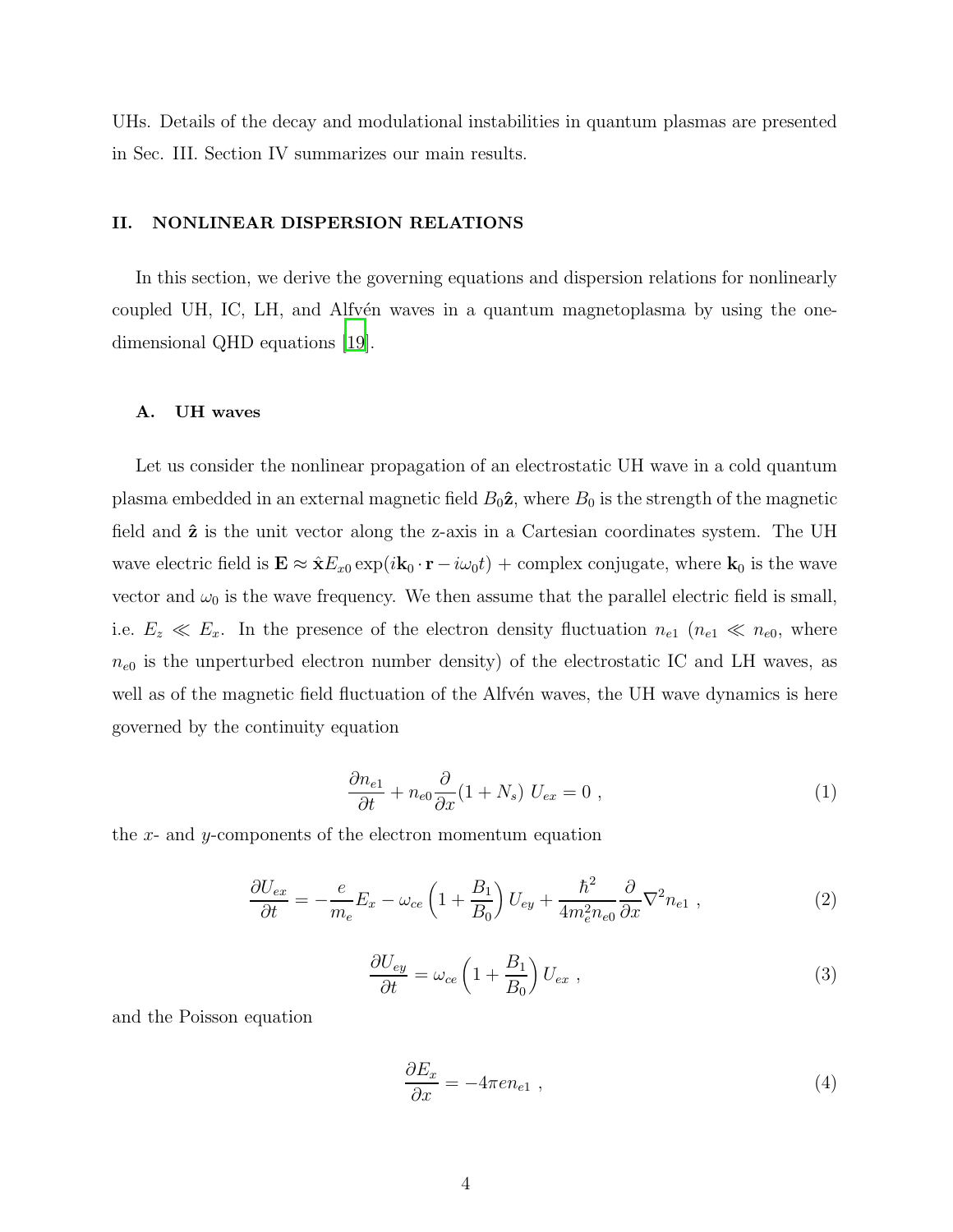UHs. Details of the decay and modulational instabilities in quantum plasmas are presented in Sec. III. Section IV summarizes our main results.

## II. NONLINEAR DISPERSION RELATIONS

In this section, we derive the governing equations and dispersion relations for nonlinearly coupled UH, IC, LH, and Alfvén waves in a quantum magnetoplasma by using the one-dimensional QHD equations [19].

### A. UH waves

Let us consider the nonlinear propagation of an electrostatic UH wave in a cold quantum plasma embedded in an external magnetic field $B_0\hat{\mathbf{z}}$, where $B_0$ is the strength of the magnetic field and $\hat{\mathbf{z}}$ is the unit vector along the z-axis in a Cartesian coordinates system. The UH wave electric field is $\mathbf{E} \approx \hat{\mathbf{x}} E_{x0} \exp(i\mathbf{k}_0 \cdot \mathbf{r} - i\omega_0 t)$ + complex conjugate, where $\mathbf{k}_0$ is the wave vector and $\omega_0$ is the wave frequency. We then assume that the parallel electric field is small, i.e. $E_z \ll E_x$. In the presence of the electron density fluctuation $n_{e1}$ ($n_{e1} \ll n_{e0}$, where $n_{e0}$ is the unperturbed electron number density) of the electrostatic IC and LH waves, as well as of the magnetic field fluctuation of the Alfvén waves, the UH wave dynamics is here governed by the continuity equation

$$\frac{\partial n_{e1}}{\partial t} + n_{e0}\frac{\partial}{\partial x}(1+N_s)\, U_{ex} = 0 \ , \tag{1}$$

the $x$- and $y$-components of the electron momentum equation

$$\frac{\partial U_{ex}}{\partial t} = -\frac{e}{m_e}E_x - \omega_{ce}\left(1+\frac{B_1}{B_0}\right)U_{ey} + \frac{\hbar^2}{4m_e^2 n_{e0}}\frac{\partial}{\partial x}\nabla^2 n_{e1} \ , \tag{2}$$

$$\frac{\partial U_{ey}}{\partial t} = \omega_{ce}\left(1+\frac{B_1}{B_0}\right)U_{ex} \ , \tag{3}$$

and the Poisson equation

$$\frac{\partial E_x}{\partial x} = -4\pi e n_{e1} \ , \tag{4}$$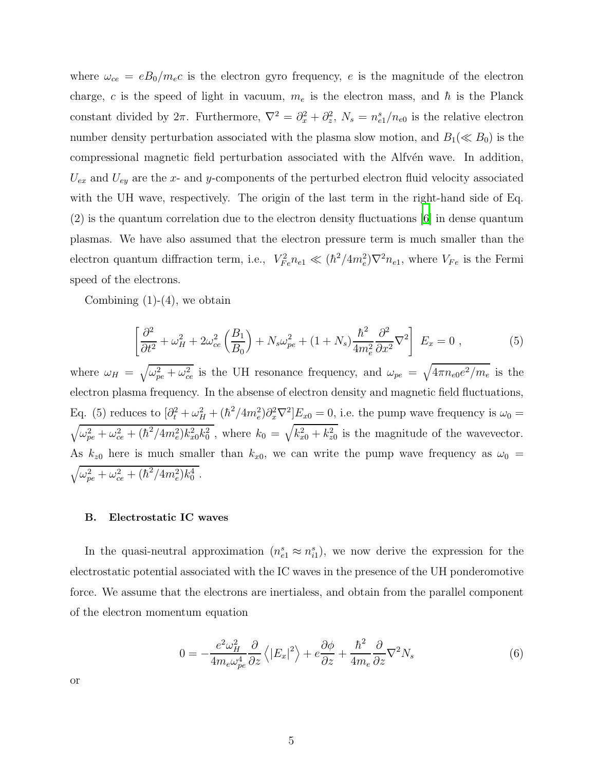where $\omega_{ce} = eB_0/m_e c$ is the electron gyro frequency, $e$ is the magnitude of the electron charge, $c$ is the speed of light in vacuum, $m_e$ is the electron mass, and $\hbar$ is the Planck constant divided by $2\pi$. Furthermore, $\nabla^2 = \partial_x^2 + \partial_z^2$, $N_s = n_{e1}^s/n_{e0}$ is the relative electron number density perturbation associated with the plasma slow motion, and $B_1 (\ll B_0)$ is the compressional magnetic field perturbation associated with the Alfvén wave. In addition, $U_{ex}$ and $U_{ey}$ are the $x$- and $y$-components of the perturbed electron fluid velocity associated with the UH wave, respectively. The origin of the last term in the right-hand side of Eq. (2) is the quantum correlation due to the electron density fluctuations [6] in dense quantum plasmas. We have also assumed that the electron pressure term is much smaller than the electron quantum diffraction term, i.e., $V_{Fe}^2 n_{e1} \ll (\hbar^2/4m_e^2)\nabla^2 n_{e1}$, where $V_{Fe}$ is the Fermi speed of the electrons.

Combining (1)-(4), we obtain

$$\left[\frac{\partial^2}{\partial t^2} + \omega_H^2 + 2\omega_{ce}^2\left(\frac{B_1}{B_0}\right) + N_s \omega_{pe}^2 + (1+N_s)\frac{\hbar^2}{4m_e^2}\frac{\partial^2}{\partial x^2}\nabla^2\right] E_x = 0 \, , \tag{5}$$

where $\omega_H = \sqrt{\omega_{pe}^2 + \omega_{ce}^2}$ is the UH resonance frequency, and $\omega_{pe} = \sqrt{4\pi n_{e0} e^2/m_e}$ is the electron plasma frequency. In the absense of electron density and magnetic field fluctuations, Eq. (5) reduces to $[\partial_t^2 + \omega_H^2 + (\hbar^2/4m_e^2)\partial_x^2\nabla^2]E_{x0} = 0$, i.e. the pump wave frequency is $\omega_0 = \sqrt{\omega_{pe}^2 + \omega_{ce}^2 + (\hbar^2/4m_e^2)k_{x0}^2 k_0^2}$ , where $k_0 = \sqrt{k_{x0}^2 + k_{z0}^2}$ is the magnitude of the wavevector. As $k_{z0}$ here is much smaller than $k_{x0}$, we can write the pump wave frequency as $\omega_0 = \sqrt{\omega_{pe}^2 + \omega_{ce}^2 + (\hbar^2/4m_e^2)k_0^4}$ .

### B. Electrostatic IC waves

In the quasi-neutral approximation ($n_{e1}^s \approx n_{i1}^s$), we now derive the expression for the electrostatic potential associated with the IC waves in the presence of the UH ponderomotive force. We assume that the electrons are inertialess, and obtain from the parallel component of the electron momentum equation

$$0 = -\frac{e^2\omega_H^2}{4m_e\omega_{pe}^4}\frac{\partial}{\partial z}\left\langle |E_x|^2\right\rangle + e\frac{\partial \phi}{\partial z} + \frac{\hbar^2}{4m_e}\frac{\partial}{\partial z}\nabla^2 N_s \tag{6}$$

or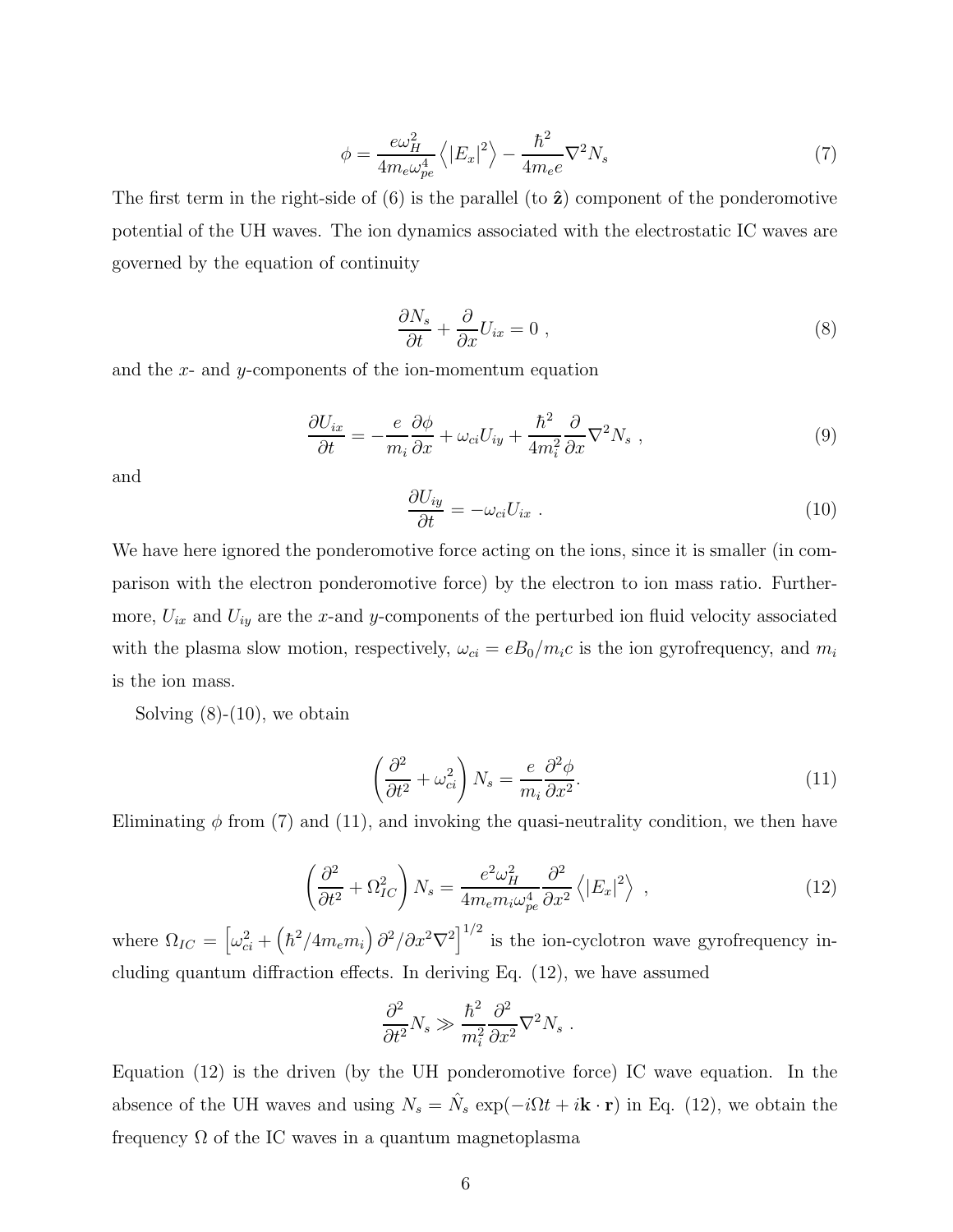$$\phi = \frac{e\omega_H^2}{4m_e\omega_{pe}^4}\left\langle |E_x|^2 \right\rangle - \frac{\hbar^2}{4m_e e}\nabla^2 N_s \tag{7}$$

The first term in the right-side of (6) is the parallel (to $\hat{\mathbf{z}}$) component of the ponderomotive potential of the UH waves. The ion dynamics associated with the electrostatic IC waves are governed by the equation of continuity

$$\frac{\partial N_s}{\partial t} + \frac{\partial}{\partial x}U_{ix} = 0 \ , \tag{8}$$

and the $x$- and $y$-components of the ion-momentum equation

$$\frac{\partial U_{ix}}{\partial t} = -\frac{e}{m_i}\frac{\partial \phi}{\partial x} + \omega_{ci}U_{iy} + \frac{\hbar^2}{4m_i^2}\frac{\partial}{\partial x}\nabla^2 N_s \ , \tag{9}$$

and

$$\frac{\partial U_{iy}}{\partial t} = -\omega_{ci}U_{ix} \ . \tag{10}$$

We have here ignored the ponderomotive force acting on the ions, since it is smaller (in comparison with the electron ponderomotive force) by the electron to ion mass ratio. Furthermore, $U_{ix}$ and $U_{iy}$ are the $x$-and $y$-components of the perturbed ion fluid velocity associated with the plasma slow motion, respectively, $\omega_{ci} = eB_0/m_i c$ is the ion gyrofrequency, and $m_i$ is the ion mass.

Solving (8)-(10), we obtain

$$\left(\frac{\partial^2}{\partial t^2} + \omega_{ci}^2\right)N_s = \frac{e}{m_i}\frac{\partial^2 \phi}{\partial x^2}. \tag{11}$$

Eliminating $\phi$ from (7) and (11), and invoking the quasi-neutrality condition, we then have

$$\left(\frac{\partial^2}{\partial t^2} + \Omega_{IC}^2\right)N_s = \frac{e^2\omega_H^2}{4m_e m_i \omega_{pe}^4}\frac{\partial^2}{\partial x^2}\left\langle |E_x|^2 \right\rangle \ , \tag{12}$$

where $\Omega_{IC} = \left[\omega_{ci}^2 + \left(\hbar^2/4m_e m_i\right)\partial^2/\partial x^2 \nabla^2\right]^{1/2}$ is the ion-cyclotron wave gyrofrequency including quantum diffraction effects. In deriving Eq. (12), we have assumed

$$\frac{\partial^2}{\partial t^2}N_s \gg \frac{\hbar^2}{m_i^2}\frac{\partial^2}{\partial x^2}\nabla^2 N_s \ .$$

Equation (12) is the driven (by the UH ponderomotive force) IC wave equation. In the absence of the UH waves and using $N_s = \hat{N}_s \exp(-i\Omega t + i\mathbf{k}\cdot\mathbf{r})$ in Eq. (12), we obtain the frequency $\Omega$ of the IC waves in a quantum magnetoplasma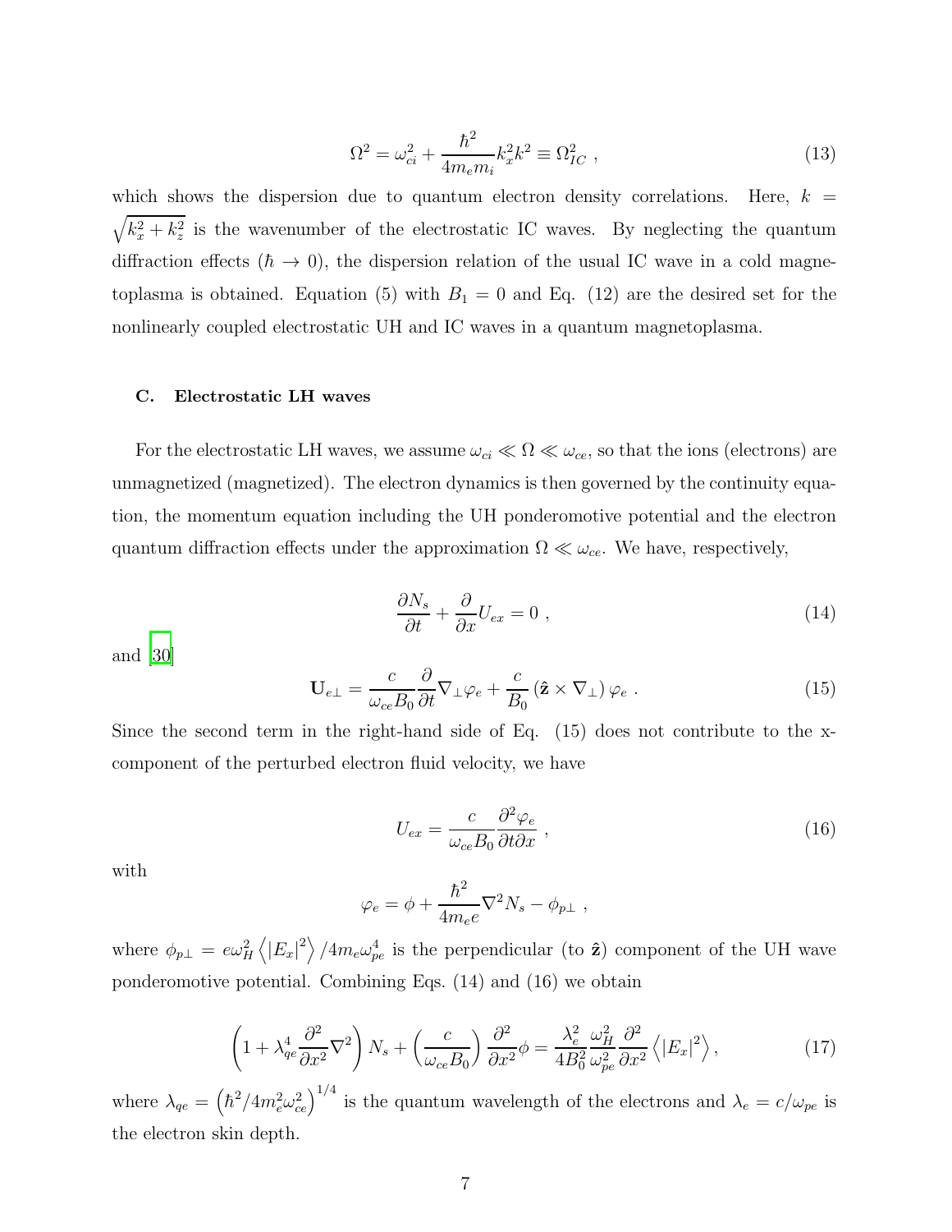$$\Omega^2 = \omega_{ci}^2 + \frac{\hbar^2}{4m_e m_i} k_x^2 k^2 \equiv \Omega_{IC}^2 \ , \tag{13}$$

which shows the dispersion due to quantum electron density correlations. Here, $k = \sqrt{k_x^2 + k_z^2}$ is the wavenumber of the electrostatic IC waves. By neglecting the quantum diffraction effects ($\hbar \to 0$), the dispersion relation of the usual IC wave in a cold magnetoplasma is obtained. Equation (5) with $B_1 = 0$ and Eq. (12) are the desired set for the nonlinearly coupled electrostatic UH and IC waves in a quantum magnetoplasma.

### C. Electrostatic LH waves

For the electrostatic LH waves, we assume $\omega_{ci} \ll \Omega \ll \omega_{ce}$, so that the ions (electrons) are unmagnetized (magnetized). The electron dynamics is then governed by the continuity equation, the momentum equation including the UH ponderomotive potential and the electron quantum diffraction effects under the approximation $\Omega \ll \omega_{ce}$. We have, respectively,

$$\frac{\partial N_s}{\partial t} + \frac{\partial}{\partial x} U_{ex} = 0 \ , \tag{14}$$

and [30]

$$\mathbf{U}_{e\perp} = \frac{c}{\omega_{ce} B_0} \frac{\partial}{\partial t} \nabla_\perp \varphi_e + \frac{c}{B_0} \left( \hat{\mathbf{z}} \times \nabla_\perp \right) \varphi_e \ . \tag{15}$$

Since the second term in the right-hand side of Eq. (15) does not contribute to the x-component of the perturbed electron fluid velocity, we have

$$U_{ex} = \frac{c}{\omega_{ce} B_0} \frac{\partial^2 \varphi_e}{\partial t \partial x} \ , \tag{16}$$

with

$$\varphi_e = \phi + \frac{\hbar^2}{4m_e e} \nabla^2 N_s - \phi_{p\perp} \ ,$$

where $\phi_{p\perp} = e\omega_H^2 \left\langle |E_x|^2 \right\rangle / 4m_e \omega_{pe}^4$ is the perpendicular (to $\hat{\mathbf{z}}$) component of the UH wave ponderomotive potential. Combining Eqs. (14) and (16) we obtain

$$\left( 1 + \lambda_{qe}^4 \frac{\partial^2}{\partial x^2} \nabla^2 \right) N_s + \left( \frac{c}{\omega_{ce} B_0} \right) \frac{\partial^2}{\partial x^2} \phi = \frac{\lambda_e^2}{4B_0^2} \frac{\omega_H^2}{\omega_{pe}^2} \frac{\partial^2}{\partial x^2} \left\langle |E_x|^2 \right\rangle , \tag{17}$$

where $\lambda_{qe} = \left( \hbar^2 / 4m_e^2 \omega_{ce}^2 \right)^{1/4}$ is the quantum wavelength of the electrons and $\lambda_e = c/\omega_{pe}$ is the electron skin depth.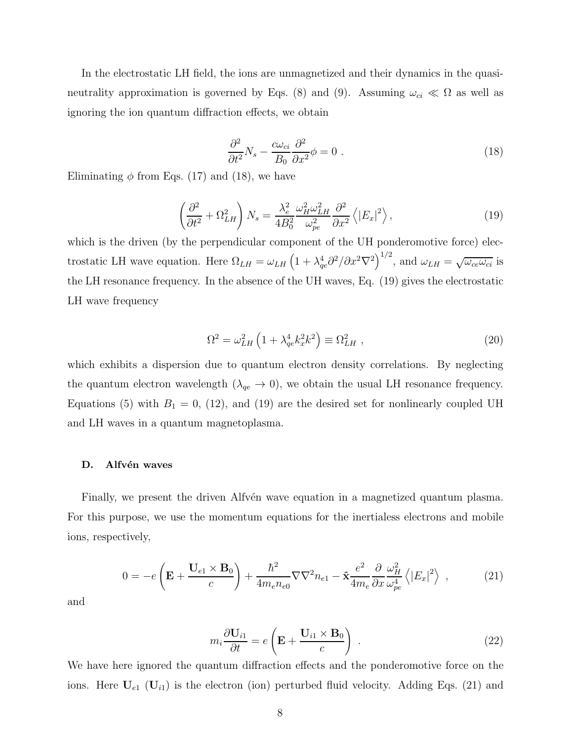In the electrostatic LH field, the ions are unmagnetized and their dynamics in the quasi-neutrality approximation is governed by Eqs. (8) and (9). Assuming $\omega_{ci} \ll \Omega$ as well as ignoring the ion quantum diffraction effects, we obtain

$$\frac{\partial^2}{\partial t^2} N_s - \frac{c\omega_{ci}}{B_0}\frac{\partial^2}{\partial x^2}\phi = 0 \ . \tag{18}$$

Eliminating $\phi$ from Eqs. (17) and (18), we have

$$\left(\frac{\partial^2}{\partial t^2} + \Omega_{LH}^2\right) N_s = \frac{\lambda_e^2}{4B_0^2}\frac{\omega_H^2 \omega_{LH}^2}{\omega_{pe}^2}\frac{\partial^2}{\partial x^2}\left\langle |E_x|^2 \right\rangle , \tag{19}$$

which is the driven (by the perpendicular component of the UH ponderomotive force) electrostatic LH wave equation. Here $\Omega_{LH} = \omega_{LH}\left(1 + \lambda_{qe}^4 \partial^2/\partial x^2 \nabla^2\right)^{1/2}$, and $\omega_{LH} = \sqrt{\omega_{ce}\omega_{ci}}$ is the LH resonance frequency. In the absence of the UH waves, Eq. (19) gives the electrostatic LH wave frequency

$$\Omega^2 = \omega_{LH}^2\left(1 + \lambda_{qe}^4 k_x^2 k^2\right) \equiv \Omega_{LH}^2 \ , \tag{20}$$

which exhibits a dispersion due to quantum electron density correlations. By neglecting the quantum electron wavelength ($\lambda_{qe} \to 0$), we obtain the usual LH resonance frequency. Equations (5) with $B_1 = 0$, (12), and (19) are the desired set for nonlinearly coupled UH and LH waves in a quantum magnetoplasma.

### D. Alfvén waves

Finally, we present the driven Alfvén wave equation in a magnetized quantum plasma. For this purpose, we use the momentum equations for the inertialess electrons and mobile ions, respectively,

$$0 = -e\left(\mathbf{E} + \frac{\mathbf{U}_{e1} \times \mathbf{B}_0}{c}\right) + \frac{\hbar^2}{4m_e n_{e0}}\nabla\nabla^2 n_{e1} - \hat{\mathbf{x}}\frac{e^2}{4m_e}\frac{\partial}{\partial x}\frac{\omega_H^2}{\omega_{pe}^4}\left\langle |E_x|^2 \right\rangle \ , \tag{21}$$

and

$$m_i \frac{\partial \mathbf{U}_{i1}}{\partial t} = e\left(\mathbf{E} + \frac{\mathbf{U}_{i1} \times \mathbf{B}_0}{c}\right) \ . \tag{22}$$

We have here ignored the quantum diffraction effects and the ponderomotive force on the ions. Here $\mathbf{U}_{e1}$ ($\mathbf{U}_{i1}$) is the electron (ion) perturbed fluid velocity. Adding Eqs. (21) and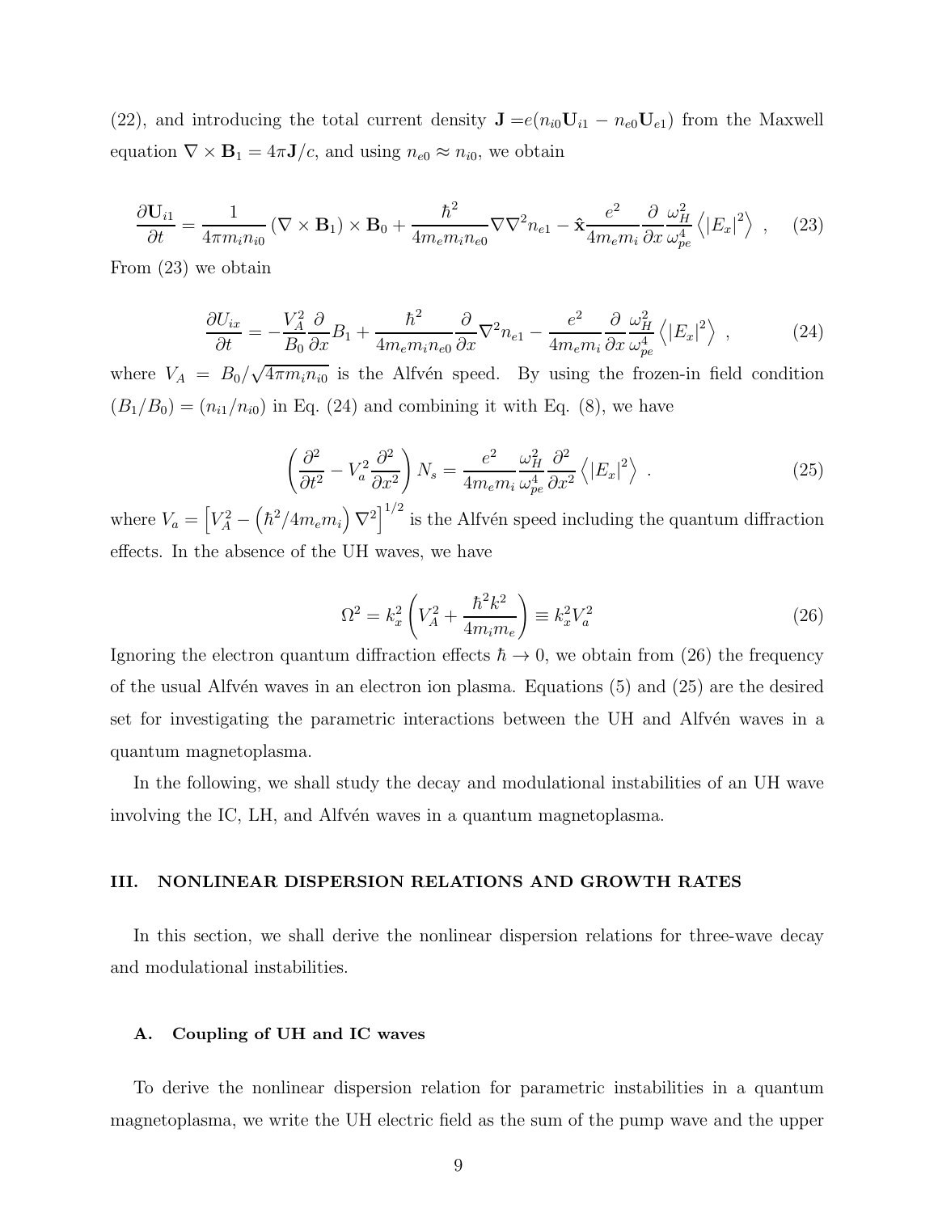(22), and introducing the total current density $\mathbf{J} = e(n_{i0}\mathbf{U}_{i1} - n_{e0}\mathbf{U}_{e1})$ from the Maxwell equation $\nabla \times \mathbf{B}_1 = 4\pi \mathbf{J}/c$, and using $n_{e0} \approx n_{i0}$, we obtain

$$\frac{\partial \mathbf{U}_{i1}}{\partial t} = \frac{1}{4\pi m_i n_{i0}} \left(\nabla \times \mathbf{B}_1\right) \times \mathbf{B}_0 + \frac{\hbar^2}{4 m_e m_i n_{e0}} \nabla \nabla^2 n_{e1} - \hat{\mathbf{x}} \frac{e^2}{4 m_e m_i} \frac{\partial}{\partial x} \frac{\omega_H^2}{\omega_{pe}^4} \left\langle |E_x|^2 \right\rangle , \quad (23)$$

From (23) we obtain

$$\frac{\partial U_{ix}}{\partial t} = -\frac{V_A^2}{B_0} \frac{\partial}{\partial x} B_1 + \frac{\hbar^2}{4 m_e m_i n_{e0}} \frac{\partial}{\partial x} \nabla^2 n_{e1} - \frac{e^2}{4 m_e m_i} \frac{\partial}{\partial x} \frac{\omega_H^2}{\omega_{pe}^4} \left\langle |E_x|^2 \right\rangle , \quad (24)$$

where $V_A = B_0/\sqrt{4\pi m_i n_{i0}}$ is the Alfvén speed. By using the frozen-in field condition $(B_1/B_0) = (n_{i1}/n_{i0})$ in Eq. (24) and combining it with Eq. (8), we have

$$\left( \frac{\partial^2}{\partial t^2} - V_a^2 \frac{\partial^2}{\partial x^2} \right) N_s = \frac{e^2}{4 m_e m_i} \frac{\omega_H^2}{\omega_{pe}^4} \frac{\partial^2}{\partial x^2} \left\langle |E_x|^2 \right\rangle . \quad (25)$$

where $V_a = \left[ V_A^2 - \left( \hbar^2 / 4 m_e m_i \right) \nabla^2 \right]^{1/2}$ is the Alfvén speed including the quantum diffraction effects. In the absence of the UH waves, we have

$$\Omega^2 = k_x^2 \left( V_A^2 + \frac{\hbar^2 k^2}{4 m_i m_e} \right) \equiv k_x^2 V_a^2 \quad (26)$$

Ignoring the electron quantum diffraction effects $\hbar \to 0$, we obtain from (26) the frequency of the usual Alfvén waves in an electron ion plasma. Equations (5) and (25) are the desired set for investigating the parametric interactions between the UH and Alfvén waves in a quantum magnetoplasma.

In the following, we shall study the decay and modulational instabilities of an UH wave involving the IC, LH, and Alfvén waves in a quantum magnetoplasma.

## III. NONLINEAR DISPERSION RELATIONS AND GROWTH RATES

In this section, we shall derive the nonlinear dispersion relations for three-wave decay and modulational instabilities.

### A. Coupling of UH and IC waves

To derive the nonlinear dispersion relation for parametric instabilities in a quantum magnetoplasma, we write the UH electric field as the sum of the pump wave and the upper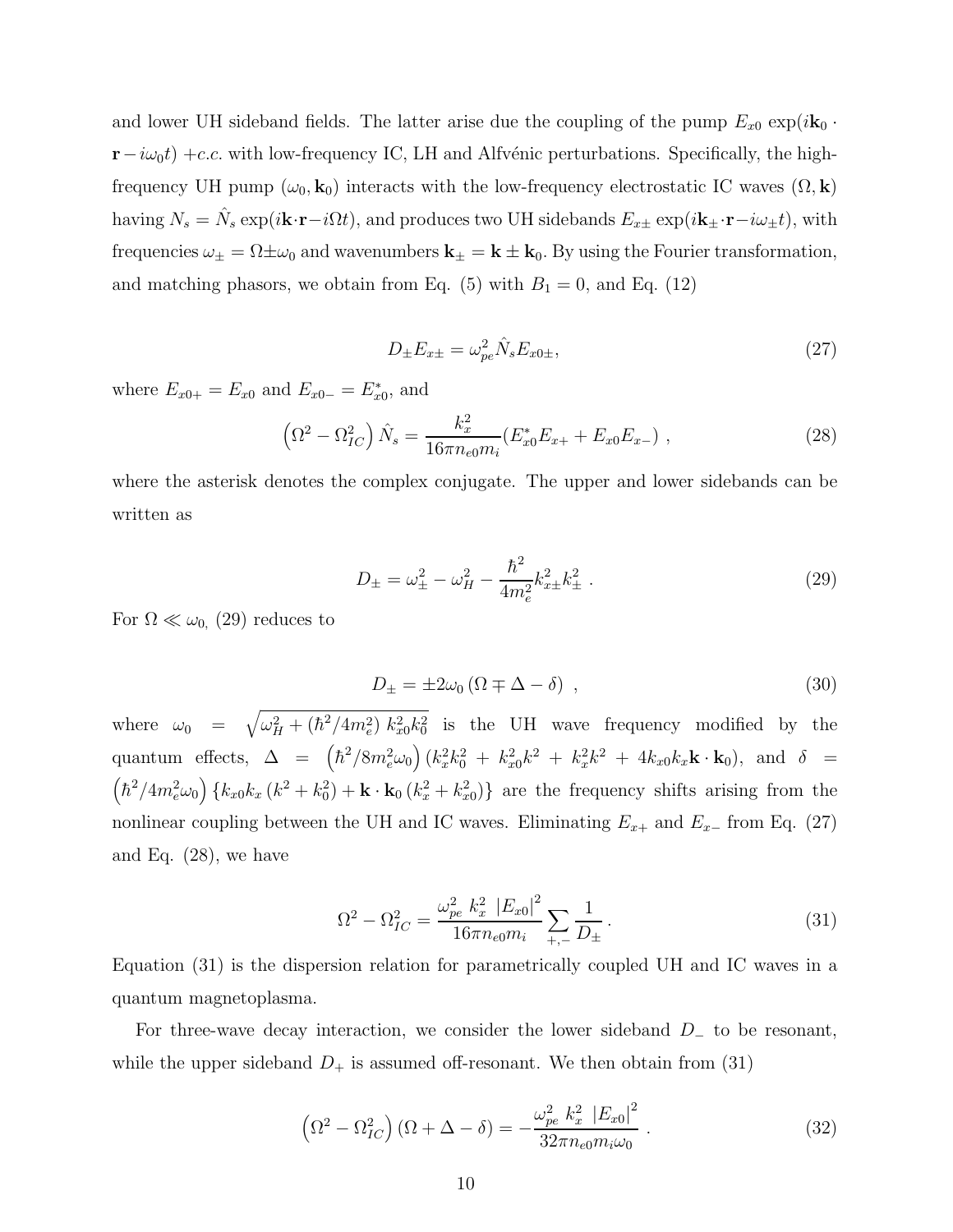and lower UH sideband fields. The latter arise due the coupling of the pump $E_{x0} \exp(i\mathbf{k}_0 \cdot \mathbf{r} - i\omega_0 t) + c.c.$ with low-frequency IC, LH and Alfvénic perturbations. Specifically, the high-frequency UH pump $(\omega_0, \mathbf{k}_0)$ interacts with the low-frequency electrostatic IC waves $(\Omega, \mathbf{k})$ having $N_s = \hat{N}_s \exp(i\mathbf{k}\cdot\mathbf{r} - i\Omega t)$, and produces two UH sidebands $E_{x\pm} \exp(i\mathbf{k}_\pm \cdot \mathbf{r} - i\omega_\pm t)$, with frequencies $\omega_\pm = \Omega \pm \omega_0$ and wavenumbers $\mathbf{k}_\pm = \mathbf{k} \pm \mathbf{k}_0$. By using the Fourier transformation, and matching phasors, we obtain from Eq. (5) with $B_1 = 0$, and Eq. (12)

$$D_\pm E_{x\pm} = \omega_{pe}^2 \hat{N}_s E_{x0\pm}, \tag{27}$$

where $E_{x0+} = E_{x0}$ and $E_{x0-} = E_{x0}^*$, and

$$\left(\Omega^2 - \Omega_{IC}^2\right) \hat{N}_s = \frac{k_x^2}{16\pi n_{e0} m_i} (E_{x0}^* E_{x+} + E_{x0} E_{x-}) \,, \tag{28}$$

where the asterisk denotes the complex conjugate. The upper and lower sidebands can be written as

$$D_\pm = \omega_\pm^2 - \omega_H^2 - \frac{\hbar^2}{4m_e^2} k_{x\pm}^2 k_\pm^2 \,. \tag{29}$$

For $\Omega \ll \omega_0$, (29) reduces to

$$D_\pm = \pm 2\omega_0 \left(\Omega \mp \Delta - \delta\right) \,, \tag{30}$$

where $\omega_0 = \sqrt{\omega_H^2 + (\hbar^2/4m_e^2)\, k_{x0}^2 k_0^2}$ is the UH wave frequency modified by the quantum effects, $\Delta = \left(\hbar^2/8m_e^2\omega_0\right)(k_x^2 k_0^2 + k_{x0}^2 k^2 + k_x^2 k^2 + 4k_{x0} k_x \mathbf{k}\cdot\mathbf{k}_0)$, and $\delta = \left(\hbar^2/4m_e^2\omega_0\right)\{k_{x0} k_x (k^2 + k_0^2) + \mathbf{k}\cdot\mathbf{k}_0 (k_x^2 + k_{x0}^2)\}$ are the frequency shifts arising from the nonlinear coupling between the UH and IC waves. Eliminating $E_{x+}$ and $E_{x-}$ from Eq. (27) and Eq. (28), we have

$$\Omega^2 - \Omega_{IC}^2 = \frac{\omega_{pe}^2\, k_x^2\, |E_{x0}|^2}{16\pi n_{e0} m_i} \sum_{+,-} \frac{1}{D_\pm} \,. \tag{31}$$

Equation (31) is the dispersion relation for parametrically coupled UH and IC waves in a quantum magnetoplasma.

For three-wave decay interaction, we consider the lower sideband $D_-$ to be resonant, while the upper sideband $D_+$ is assumed off-resonant. We then obtain from (31)

$$\left(\Omega^2 - \Omega_{IC}^2\right)(\Omega + \Delta - \delta) = -\frac{\omega_{pe}^2\, k_x^2\, |E_{x0}|^2}{32\pi n_{e0} m_i \omega_0} \,. \tag{32}$$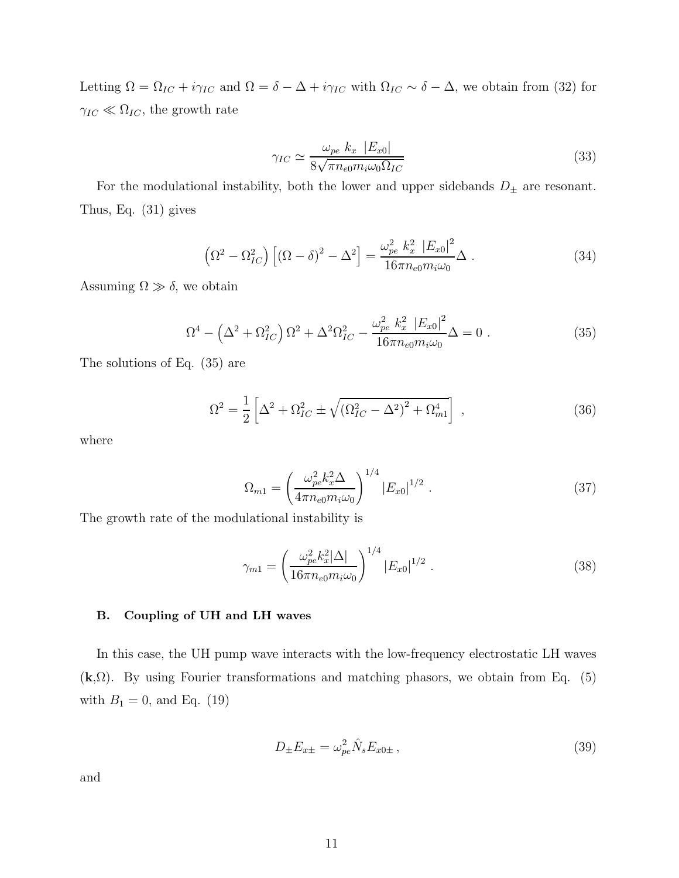Letting $\Omega = \Omega_{IC} + i\gamma_{IC}$ and $\Omega = \delta - \Delta + i\gamma_{IC}$ with $\Omega_{IC} \sim \delta - \Delta$, we obtain from (32) for $\gamma_{IC} \ll \Omega_{IC}$, the growth rate

$$\gamma_{IC} \simeq \frac{\omega_{pe}\ k_x\ |E_{x0}|}{8\sqrt{\pi n_{e0} m_i \omega_0 \Omega_{IC}}} \tag{33}$$

For the modulational instability, both the lower and upper sidebands $D_{\pm}$ are resonant. Thus, Eq. (31) gives

$$\left(\Omega^2 - \Omega_{IC}^2\right)\left[(\Omega - \delta)^2 - \Delta^2\right] = \frac{\omega_{pe}^2\ k_x^2\ |E_{x0}|^2}{16\pi n_{e0} m_i \omega_0}\Delta\ . \tag{34}$$

Assuming $\Omega \gg \delta$, we obtain

$$\Omega^4 - \left(\Delta^2 + \Omega_{IC}^2\right)\Omega^2 + \Delta^2\Omega_{IC}^2 - \frac{\omega_{pe}^2\ k_x^2\ |E_{x0}|^2}{16\pi n_{e0} m_i \omega_0}\Delta = 0\ . \tag{35}$$

The solutions of Eq. (35) are

$$\Omega^2 = \frac{1}{2}\left[\Delta^2 + \Omega_{IC}^2 \pm \sqrt{\left(\Omega_{IC}^2 - \Delta^2\right)^2 + \Omega_{m1}^4}\right]\ , \tag{36}$$

where

$$\Omega_{m1} = \left(\frac{\omega_{pe}^2 k_x^2 \Delta}{4\pi n_{e0} m_i \omega_0}\right)^{1/4} |E_{x0}|^{1/2}\ . \tag{37}$$

The growth rate of the modulational instability is

$$\gamma_{m1} = \left(\frac{\omega_{pe}^2 k_x^2 |\Delta|}{16\pi n_{e0} m_i \omega_0}\right)^{1/4} |E_{x0}|^{1/2}\ . \tag{38}$$

### B. Coupling of UH and LH waves

In this case, the UH pump wave interacts with the low-frequency electrostatic LH waves ($\mathbf{k}$,$\Omega$). By using Fourier transformations and matching phasors, we obtain from Eq. (5) with $B_1 = 0$, and Eq. (19)

$$D_{\pm} E_{x\pm} = \omega_{pe}^2 \hat{N}_s E_{x0\pm}\,, \tag{39}$$

and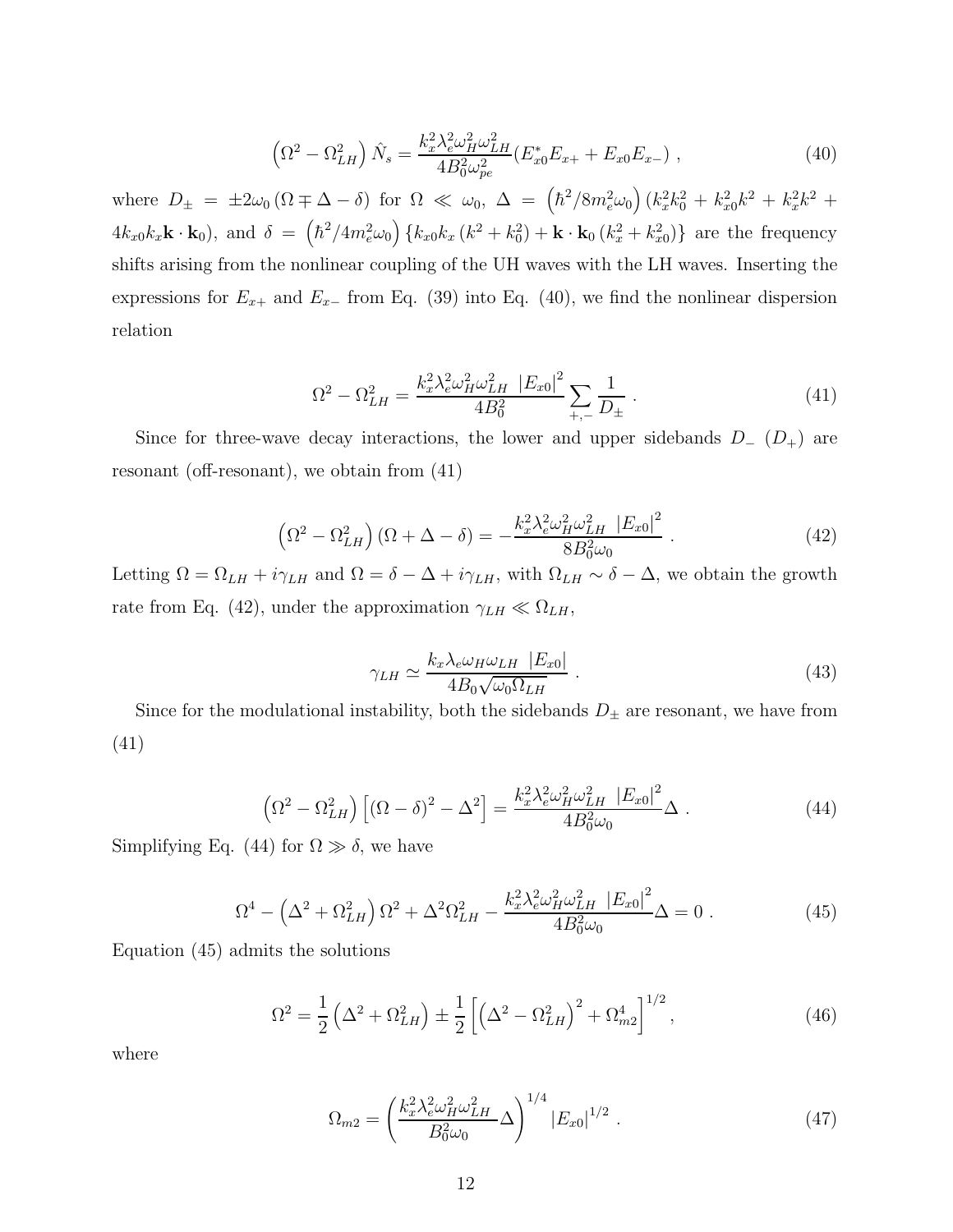$$\left(\Omega^2 - \Omega_{LH}^2\right)\hat{N}_s = \frac{k_x^2 \lambda_e^2 \omega_H^2 \omega_{LH}^2}{4B_0^2 \omega_{pe}^2}(E_{x0}^* E_{x+} + E_{x0} E_{x-}) \; , \tag{40}$$

where $D_\pm = \pm 2\omega_0 \left(\Omega \mp \Delta - \delta\right)$ for $\Omega \ll \omega_0$, $\Delta = \left(\hbar^2/8m_e^2\omega_0\right)(k_x^2 k_0^2 + k_{x0}^2 k^2 + k_x^2 k^2 + 4k_{x0}k_x \mathbf{k}\cdot\mathbf{k}_0)$, and $\delta = \left(\hbar^2/4m_e^2\omega_0\right)\left\{k_{x0}k_x\left(k^2+k_0^2\right) + \mathbf{k}\cdot\mathbf{k}_0\left(k_x^2+k_{x0}^2\right)\right\}$ are the frequency shifts arising from the nonlinear coupling of the UH waves with the LH waves. Inserting the expressions for $E_{x+}$ and $E_{x-}$ from Eq. (39) into Eq. (40), we find the nonlinear dispersion relation

$$\Omega^2 - \Omega_{LH}^2 = \frac{k_x^2 \lambda_e^2 \omega_H^2 \omega_{LH}^2 \; \left|E_{x0}\right|^2}{4B_0^2} \sum_{+,-} \frac{1}{D_\pm} \; . \tag{41}$$

Since for three-wave decay interactions, the lower and upper sidebands $D_-$ ($D_+$) are resonant (off-resonant), we obtain from (41)

$$\left(\Omega^2 - \Omega_{LH}^2\right)\left(\Omega + \Delta - \delta\right) = -\frac{k_x^2 \lambda_e^2 \omega_H^2 \omega_{LH}^2 \; \left|E_{x0}\right|^2}{8B_0^2 \omega_0} \; . \tag{42}$$

Letting $\Omega = \Omega_{LH} + i\gamma_{LH}$ and $\Omega = \delta - \Delta + i\gamma_{LH}$, with $\Omega_{LH} \sim \delta - \Delta$, we obtain the growth rate from Eq. (42), under the approximation $\gamma_{LH} \ll \Omega_{LH}$,

$$\gamma_{LH} \simeq \frac{k_x \lambda_e \omega_H \omega_{LH} \; \left|E_{x0}\right|}{4B_0 \sqrt{\omega_0 \Omega_{LH}}} \; . \tag{43}$$

Since for the modulational instability, both the sidebands $D_\pm$ are resonant, we have from (41)

$$\left(\Omega^2 - \Omega_{LH}^2\right)\left[\left(\Omega - \delta\right)^2 - \Delta^2\right] = \frac{k_x^2 \lambda_e^2 \omega_H^2 \omega_{LH}^2 \; \left|E_{x0}\right|^2}{4B_0^2 \omega_0}\Delta \; . \tag{44}$$

Simplifying Eq. (44) for $\Omega \gg \delta$, we have

$$\Omega^4 - \left(\Delta^2 + \Omega_{LH}^2\right)\Omega^2 + \Delta^2\Omega_{LH}^2 - \frac{k_x^2 \lambda_e^2 \omega_H^2 \omega_{LH}^2 \; \left|E_{x0}\right|^2}{4B_0^2 \omega_0}\Delta = 0 \; . \tag{45}$$

Equation (45) admits the solutions

$$\Omega^2 = \frac{1}{2}\left(\Delta^2 + \Omega_{LH}^2\right) \pm \frac{1}{2}\left[\left(\Delta^2 - \Omega_{LH}^2\right)^2 + \Omega_{m2}^4\right]^{1/2} , \tag{46}$$

where

$$\Omega_{m2} = \left(\frac{k_x^2 \lambda_e^2 \omega_H^2 \omega_{LH}^2}{B_0^2 \omega_0}\Delta\right)^{1/4} \left|E_{x0}\right|^{1/2} \; . \tag{47}$$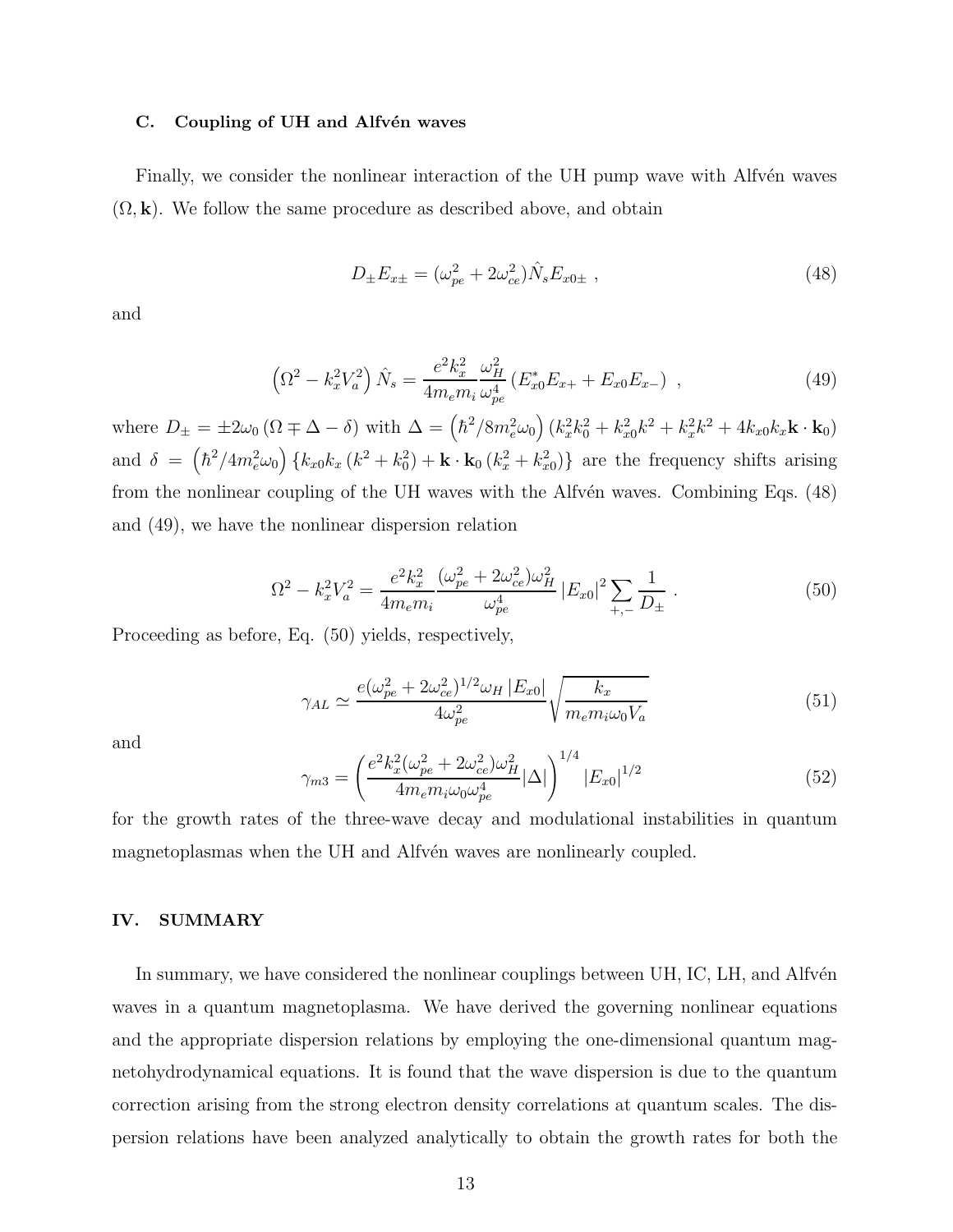### C. Coupling of UH and Alfvén waves

Finally, we consider the nonlinear interaction of the UH pump wave with Alfvén waves $(\Omega, \mathbf{k})$. We follow the same procedure as described above, and obtain

$$D_{\pm}E_{x\pm} = (\omega_{pe}^2 + 2\omega_{ce}^2)\hat{N}_s E_{x0\pm} \ , \tag{48}$$

and

$$\left(\Omega^2 - k_x^2 V_a^2\right)\hat{N}_s = \frac{e^2 k_x^2}{4m_e m_i}\frac{\omega_H^2}{\omega_{pe}^4}\left(E_{x0}^* E_{x+} + E_{x0}E_{x-}\right) \ , \tag{49}$$

where $D_{\pm} = \pm 2\omega_0 \left(\Omega \mp \Delta - \delta\right)$ with $\Delta = \left(\hbar^2/8m_e^2\omega_0\right)\left(k_x^2 k_0^2 + k_{x0}^2 k^2 + k_x^2 k^2 + 4k_{x0}k_x \mathbf{k}\cdot\mathbf{k}_0\right)$ and $\delta = \left(\hbar^2/4m_e^2\omega_0\right)\left\{k_{x0}k_x\left(k^2 + k_0^2\right) + \mathbf{k}\cdot\mathbf{k}_0\left(k_x^2 + k_{x0}^2\right)\right\}$ are the frequency shifts arising from the nonlinear coupling of the UH waves with the Alfvén waves. Combining Eqs. (48) and (49), we have the nonlinear dispersion relation

$$\Omega^2 - k_x^2 V_a^2 = \frac{e^2 k_x^2}{4m_e m_i}\frac{(\omega_{pe}^2 + 2\omega_{ce}^2)\omega_H^2}{\omega_{pe}^4}\left|E_{x0}\right|^2 \sum_{+,-}\frac{1}{D_{\pm}} \ . \tag{50}$$

Proceeding as before, Eq. (50) yields, respectively,

$$\gamma_{AL} \simeq \frac{e(\omega_{pe}^2 + 2\omega_{ce}^2)^{1/2}\omega_H \left|E_{x0}\right|}{4\omega_{pe}^2}\sqrt{\frac{k_x}{m_e m_i \omega_0 V_a}} \tag{51}$$

and

$$\gamma_{m3} = \left(\frac{e^2 k_x^2(\omega_{pe}^2 + 2\omega_{ce}^2)\omega_H^2}{4m_e m_i \omega_0 \omega_{pe}^4}|\Delta|\right)^{1/4}\left|E_{x0}\right|^{1/2} \tag{52}$$

for the growth rates of the three-wave decay and modulational instabilities in quantum magnetoplasmas when the UH and Alfvén waves are nonlinearly coupled.

## IV. SUMMARY

In summary, we have considered the nonlinear couplings between UH, IC, LH, and Alfvén waves in a quantum magnetoplasma. We have derived the governing nonlinear equations and the appropriate dispersion relations by employing the one-dimensional quantum magnetohydrodynamical equations. It is found that the wave dispersion is due to the quantum correction arising from the strong electron density correlations at quantum scales. The dispersion relations have been analyzed analytically to obtain the growth rates for both the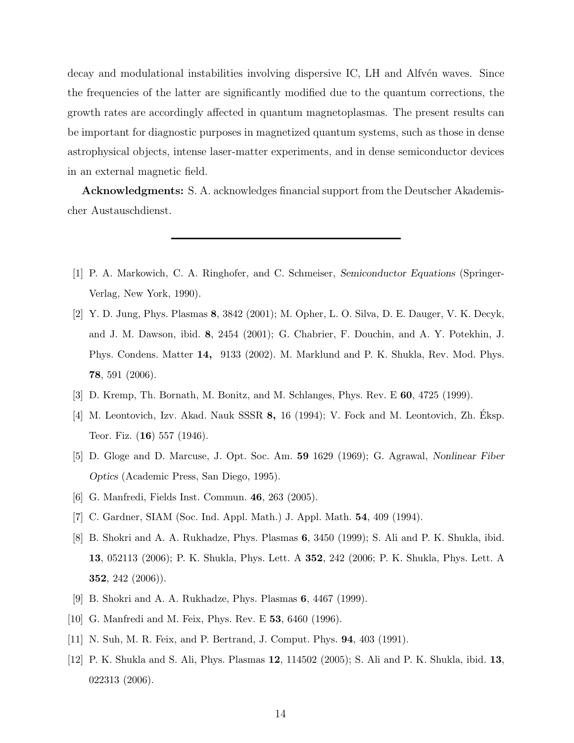decay and modulational instabilities involving dispersive IC, LH and Alfvén waves. Since the frequencies of the latter are significantly modified due to the quantum corrections, the growth rates are accordingly affected in quantum magnetoplasmas. The present results can be important for diagnostic purposes in magnetized quantum systems, such as those in dense astrophysical objects, intense laser-matter experiments, and in dense semiconductor devices in an external magnetic field.

**Acknowledgments:** S. A. acknowledges financial support from the Deutscher Akademischer Austauschdienst.

---

[1] P. A. Markowich, C. A. Ringhofer, and C. Schmeiser, *Semiconductor Equations* (Springer-Verlag, New York, 1990).

[2] Y. D. Jung, Phys. Plasmas **8**, 3842 (2001); M. Opher, L. O. Silva, D. E. Dauger, V. K. Decyk, and J. M. Dawson, ibid. **8**, 2454 (2001); G. Chabrier, F. Douchin, and A. Y. Potekhin, J. Phys. Condens. Matter **14,** 9133 (2002). M. Marklund and P. K. Shukla, Rev. Mod. Phys. **78**, 591 (2006).

[3] D. Kremp, Th. Bornath, M. Bonitz, and M. Schlanges, Phys. Rev. E **60**, 4725 (1999).

[4] M. Leontovich, Izv. Akad. Nauk SSSR **8,** 16 (1994); V. Fock and M. Leontovich, Zh. Éksp. Teor. Fiz. (**16**) 557 (1946).

[5] D. Gloge and D. Marcuse, J. Opt. Soc. Am. **59** 1629 (1969); G. Agrawal, *Nonlinear Fiber Optics* (Academic Press, San Diego, 1995).

[6] G. Manfredi, Fields Inst. Commun. **46**, 263 (2005).

[7] C. Gardner, SIAM (Soc. Ind. Appl. Math.) J. Appl. Math. **54**, 409 (1994).

[8] B. Shokri and A. A. Rukhadze, Phys. Plasmas **6**, 3450 (1999); S. Ali and P. K. Shukla, ibid. **13**, 052113 (2006); P. K. Shukla, Phys. Lett. A **352**, 242 (2006; P. K. Shukla, Phys. Lett. A **352**, 242 (2006)).

[9] B. Shokri and A. A. Rukhadze, Phys. Plasmas **6**, 4467 (1999).

[10] G. Manfredi and M. Feix, Phys. Rev. E **53**, 6460 (1996).

[11] N. Suh, M. R. Feix, and P. Bertrand, J. Comput. Phys. **94**, 403 (1991).

[12] P. K. Shukla and S. Ali, Phys. Plasmas **12**, 114502 (2005); S. Ali and P. K. Shukla, ibid. **13**, 022313 (2006).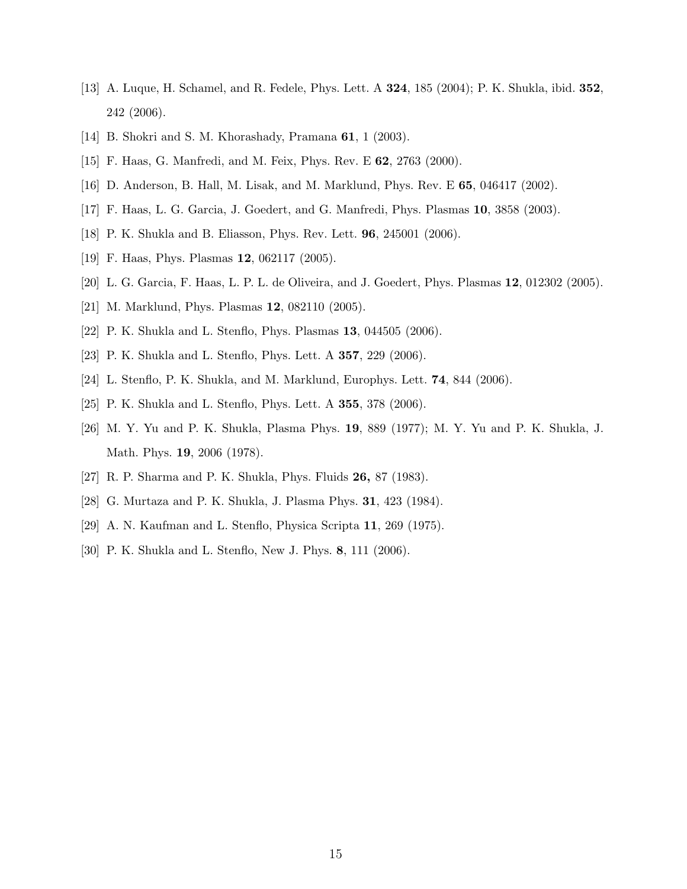[13] A. Luque, H. Schamel, and R. Fedele, Phys. Lett. A **324**, 185 (2004); P. K. Shukla, ibid. **352**, 242 (2006).

[14] B. Shokri and S. M. Khorashady, Pramana **61**, 1 (2003).

[15] F. Haas, G. Manfredi, and M. Feix, Phys. Rev. E **62**, 2763 (2000).

[16] D. Anderson, B. Hall, M. Lisak, and M. Marklund, Phys. Rev. E **65**, 046417 (2002).

[17] F. Haas, L. G. Garcia, J. Goedert, and G. Manfredi, Phys. Plasmas **10**, 3858 (2003).

[18] P. K. Shukla and B. Eliasson, Phys. Rev. Lett. **96**, 245001 (2006).

[19] F. Haas, Phys. Plasmas **12**, 062117 (2005).

[20] L. G. Garcia, F. Haas, L. P. L. de Oliveira, and J. Goedert, Phys. Plasmas **12**, 012302 (2005).

[21] M. Marklund, Phys. Plasmas **12**, 082110 (2005).

[22] P. K. Shukla and L. Stenflo, Phys. Plasmas **13**, 044505 (2006).

[23] P. K. Shukla and L. Stenflo, Phys. Lett. A **357**, 229 (2006).

[24] L. Stenflo, P. K. Shukla, and M. Marklund, Europhys. Lett. **74**, 844 (2006).

[25] P. K. Shukla and L. Stenflo, Phys. Lett. A **355**, 378 (2006).

[26] M. Y. Yu and P. K. Shukla, Plasma Phys. **19**, 889 (1977); M. Y. Yu and P. K. Shukla, J. Math. Phys. **19**, 2006 (1978).

[27] R. P. Sharma and P. K. Shukla, Phys. Fluids **26,** 87 (1983).

[28] G. Murtaza and P. K. Shukla, J. Plasma Phys. **31**, 423 (1984).

[29] A. N. Kaufman and L. Stenflo, Physica Scripta **11**, 269 (1975).

[30] P. K. Shukla and L. Stenflo, New J. Phys. **8**, 111 (2006).